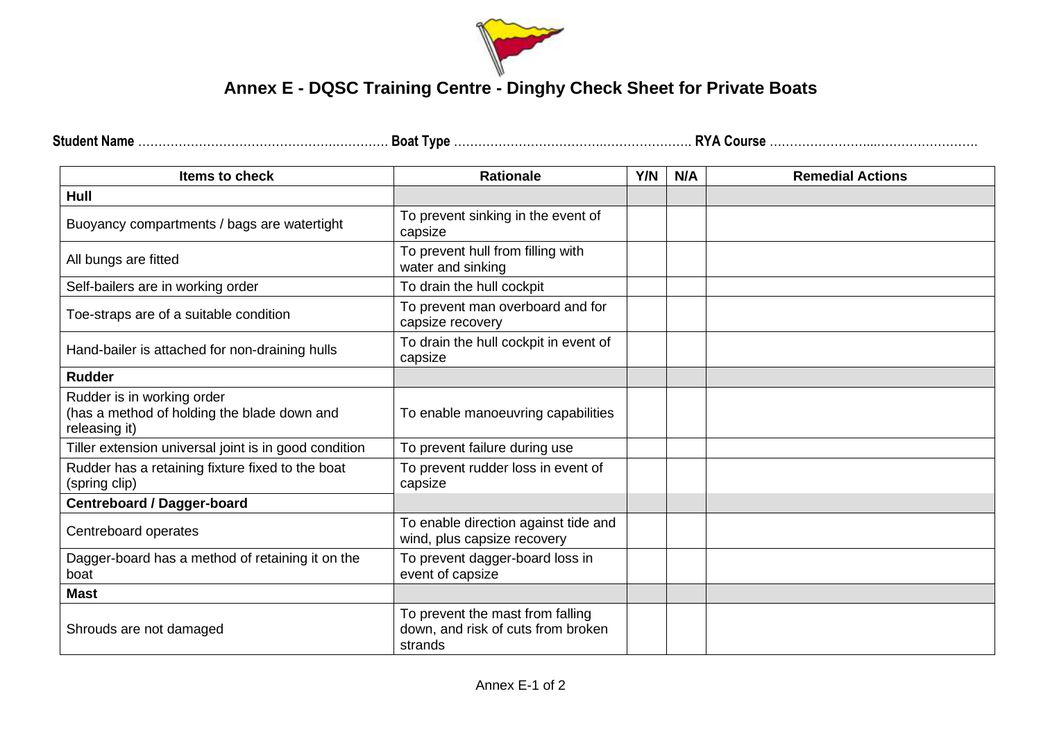# Annex E - DQSC Training Centre - Dinghy Check Sheet for Private Boats

**Student Name** ………………………………………………… **Boat Type** ………………………………………………… **RYA Course** ……………………………………………

| Items to check | Rationale | Y/N | N/A | Remedial Actions |
|---|---|---|---|---|
| **Hull** | | | | |
| Buoyancy compartments / bags are watertight | To prevent sinking in the event of capsize | | | |
| All bungs are fitted | To prevent hull from filling with water and sinking | | | |
| Self-bailers are in working order | To drain the hull cockpit | | | |
| Toe-straps are of a suitable condition | To prevent man overboard and for capsize recovery | | | |
| Hand-bailer is attached for non-draining hulls | To drain the hull cockpit in event of capsize | | | |
| **Rudder** | | | | |
| Rudder is in working order (has a method of holding the blade down and releasing it) | To enable manoeuvring capabilities | | | |
| Tiller extension universal joint is in good condition | To prevent failure during use | | | |
| Rudder has a retaining fixture fixed to the boat (spring clip) | To prevent rudder loss in event of capsize | | | |
| **Centreboard / Dagger-board** | | | | |
| Centreboard operates | To enable direction against tide and wind, plus capsize recovery | | | |
| Dagger-board has a method of retaining it on the boat | To prevent dagger-board loss in event of capsize | | | |
| **Mast** | | | | |
| Shrouds are not damaged | To prevent the mast from falling down, and risk of cuts from broken strands | | | |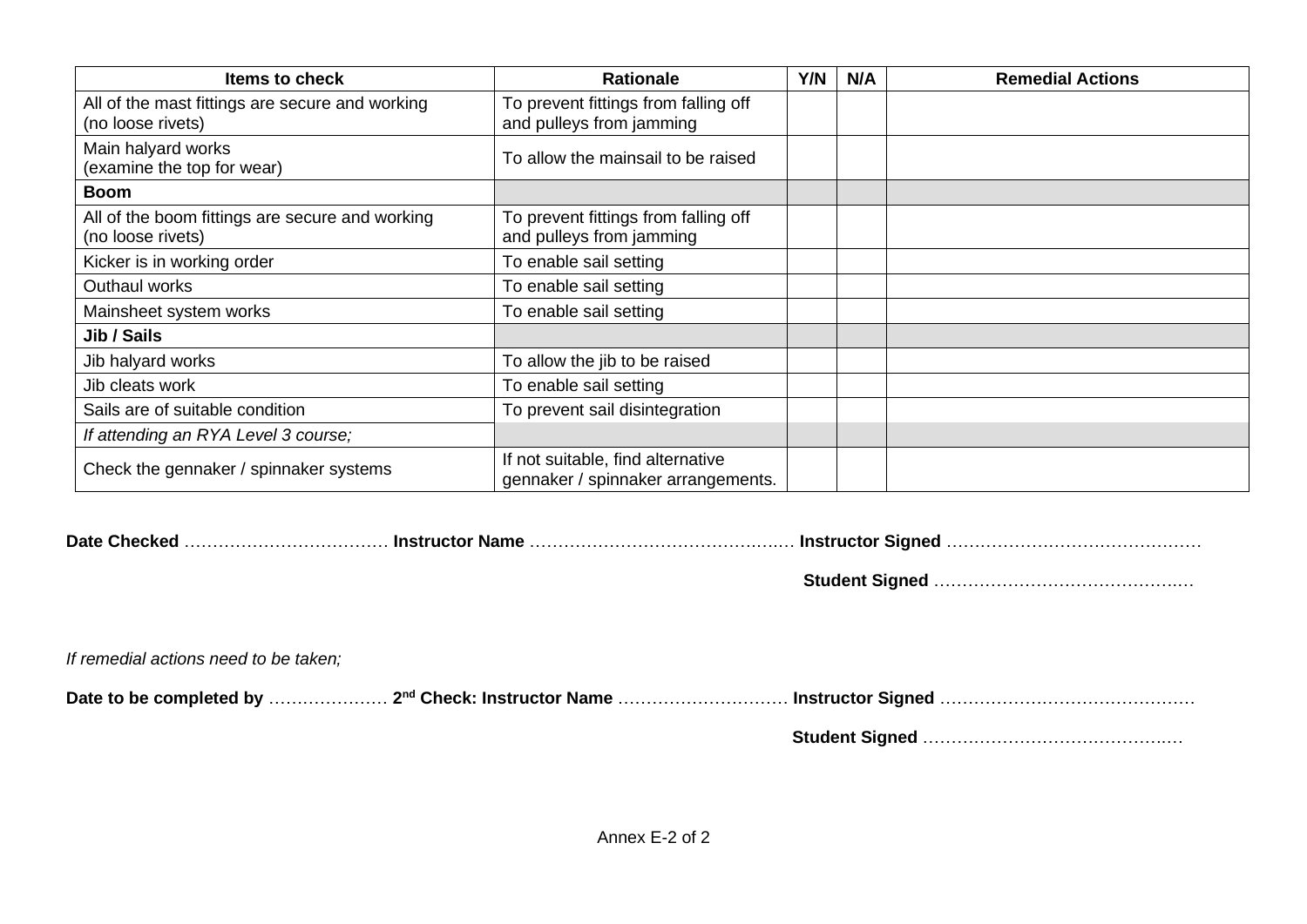| Items to check | Rationale | Y/N | N/A | Remedial Actions |
|---|---|---|---|---|
| All of the mast fittings are secure and working (no loose rivets) | To prevent fittings from falling off and pulleys from jamming | | | |
| Main halyard works (examine the top for wear) | To allow the mainsail to be raised | | | |
| **Boom** | | | | |
| All of the boom fittings are secure and working (no loose rivets) | To prevent fittings from falling off and pulleys from jamming | | | |
| Kicker is in working order | To enable sail setting | | | |
| Outhaul works | To enable sail setting | | | |
| Mainsheet system works | To enable sail setting | | | |
| **Jib / Sails** | | | | |
| Jib halyard works | To allow the jib to be raised | | | |
| Jib cleats work | To enable sail setting | | | |
| Sails are of suitable condition | To prevent sail disintegration | | | |
| *If attending an RYA Level 3 course;* | | | | |
| Check the gennaker / spinnaker systems | If not suitable, find alternative gennaker / spinnaker arrangements. | | | |

**Date Checked** ……………………………… **Instructor Name** ……………………………………… **Instructor Signed** ………………………………………

**Student Signed** ………………………………………

*If remedial actions need to be taken;*

**Date to be completed by** ………………… **2nd Check: Instructor Name** ………………………… **Instructor Signed** ………………………………………

**Student Signed** ………………………………………